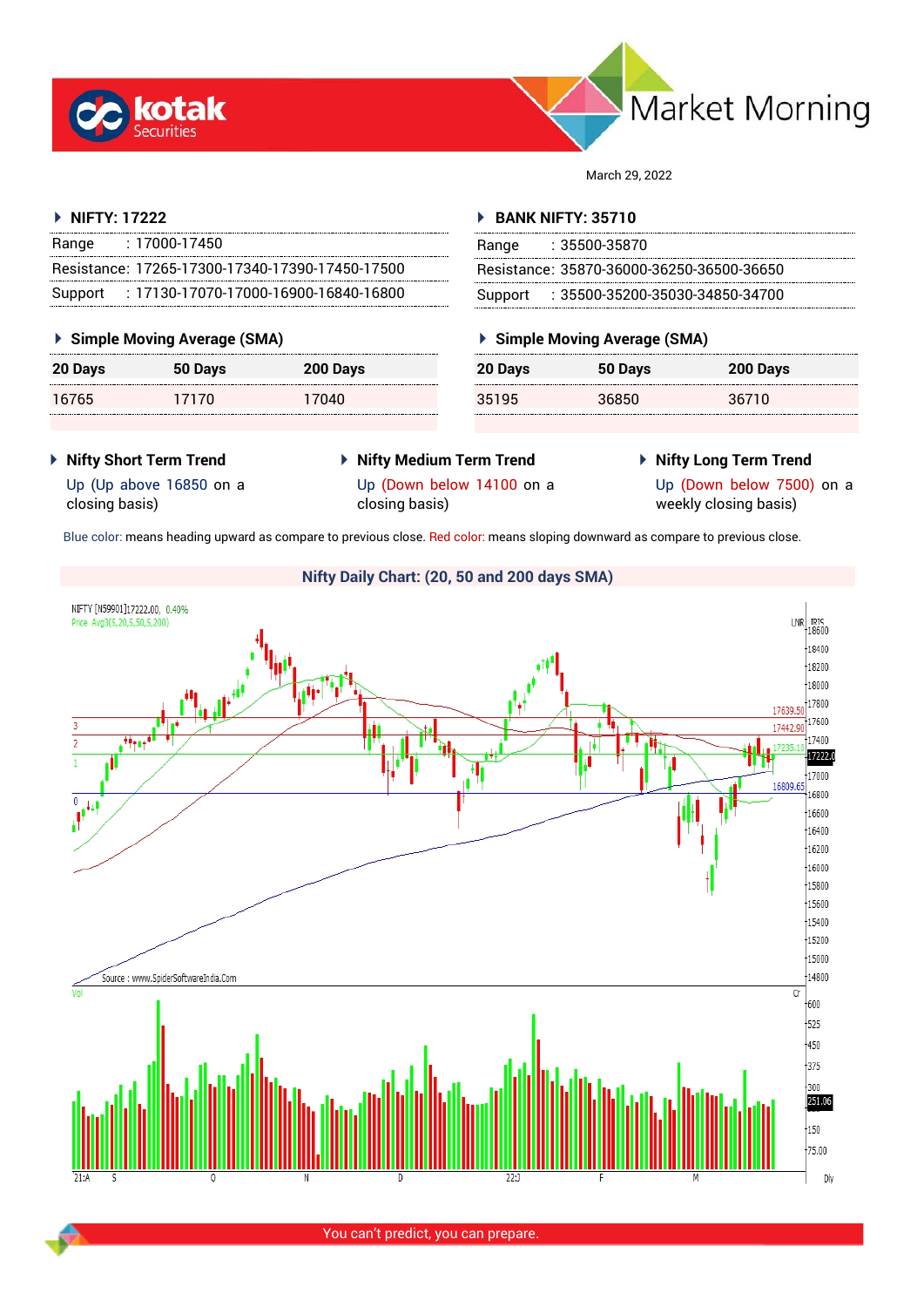# Market Morning

March 29, 2022

## NIFTY: 17222

| | |
|---|---|
| Range | : 17000-17450 |
| Resistance: | 17265-17300-17340-17390-17450-17500 |
| Support | : 17130-17070-17000-16900-16840-16800 |

### Simple Moving Average (SMA)

| 20 Days | 50 Days | 200 Days |
|---|---|---|
| 16765 | 17170 | 17040 |

## BANK NIFTY: 35710

| | |
|---|---|
| Range | : 35500-35870 |
| Resistance: | 35870-36000-36250-36500-36650 |
| Support | : 35500-35200-35030-34850-34700 |

### Simple Moving Average (SMA)

| 20 Days | 50 Days | 200 Days |
|---|---|---|
| 35195 | 36850 | 36710 |

### Nifty Short Term Trend

Up (Up above 16850 on a closing basis)

### Nifty Medium Term Trend

Up (Down below 14100 on a closing basis)

### Nifty Long Term Trend

Up (Down below 7500) on a weekly closing basis)

Blue color: means heading upward as compare to previous close. Red color: means sloping downward as compare to previous close.

### Nifty Daily Chart: (20, 50 and 200 days SMA)

You can't predict, you can prepare.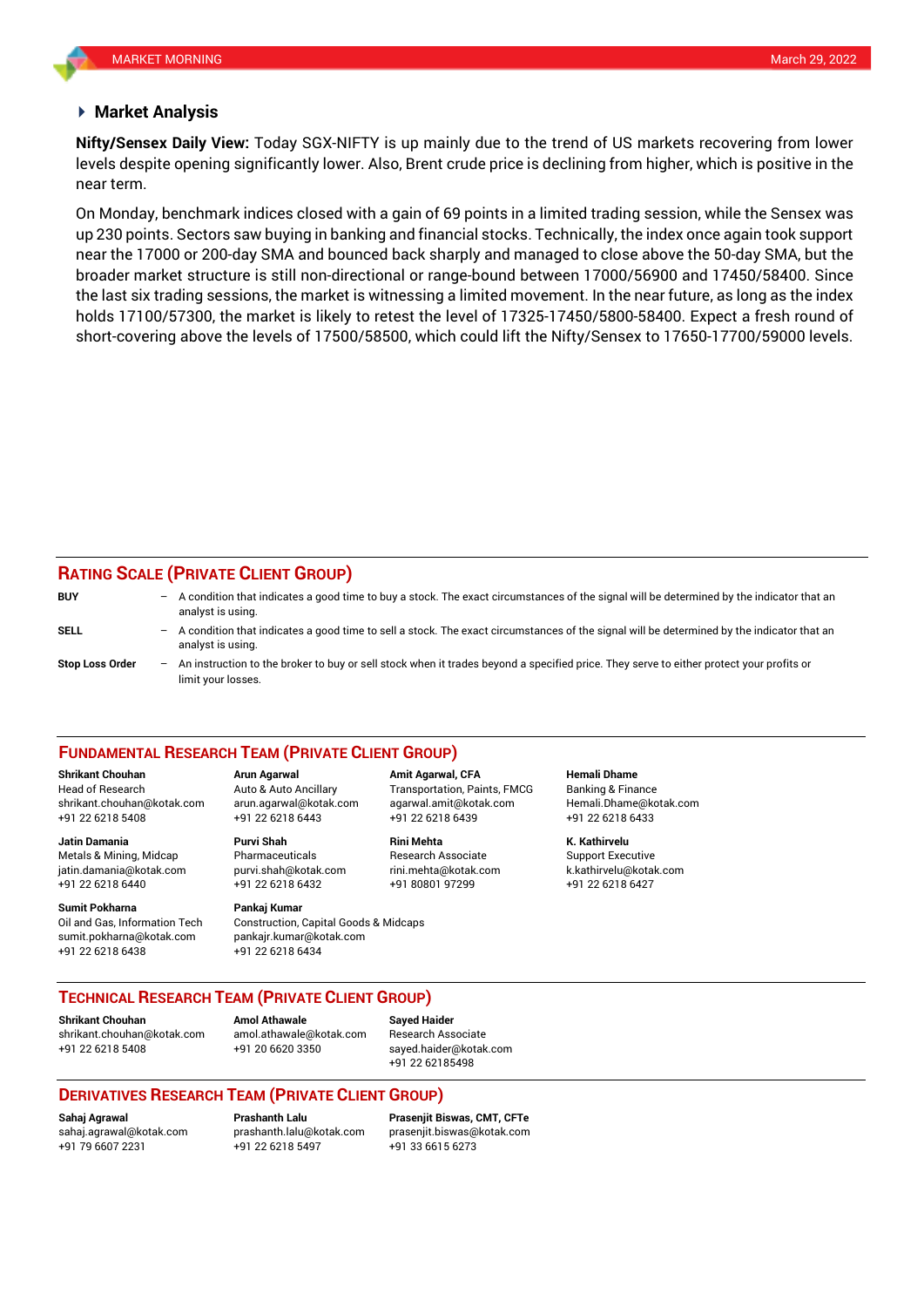## Market Analysis

**Nifty/Sensex Daily View:** Today SGX-NIFTY is up mainly due to the trend of US markets recovering from lower levels despite opening significantly lower. Also, Brent crude price is declining from higher, which is positive in the near term.

On Monday, benchmark indices closed with a gain of 69 points in a limited trading session, while the Sensex was up 230 points. Sectors saw buying in banking and financial stocks. Technically, the index once again took support near the 17000 or 200-day SMA and bounced back sharply and managed to close above the 50-day SMA, but the broader market structure is still non-directional or range-bound between 17000/56900 and 17450/58400. Since the last six trading sessions, the market is witnessing a limited movement. In the near future, as long as the index holds 17100/57300, the market is likely to retest the level of 17325-17450/5800-58400. Expect a fresh round of short-covering above the levels of 17500/58500, which could lift the Nifty/Sensex to 17650-17700/59000 levels.

## RATING SCALE (PRIVATE CLIENT GROUP)

**BUY** – A condition that indicates a good time to buy a stock. The exact circumstances of the signal will be determined by the indicator that an analyst is using.

**SELL** – A condition that indicates a good time to sell a stock. The exact circumstances of the signal will be determined by the indicator that an analyst is using.

**Stop Loss Order** – An instruction to the broker to buy or sell stock when it trades beyond a specified price. They serve to either protect your profits or limit your losses.

## FUNDAMENTAL RESEARCH TEAM (PRIVATE CLIENT GROUP)

**Shrikant Chouhan**
Head of Research
shrikant.chouhan@kotak.com
+91 22 6218 5408

**Arun Agarwal**
Auto & Auto Ancillary
arun.agarwal@kotak.com
+91 22 6218 6443

**Amit Agarwal, CFA**
Transportation, Paints, FMCG
agarwal.amit@kotak.com
+91 22 6218 6439

**Hemali Dhame**
Banking & Finance
Hemali.Dhame@kotak.com
+91 22 6218 6433

**Jatin Damania**
Metals & Mining, Midcap
jatin.damania@kotak.com
+91 22 6218 6440

**Purvi Shah**
Pharmaceuticals
purvi.shah@kotak.com
+91 22 6218 6432

**Rini Mehta**
Research Associate
rini.mehta@kotak.com
+91 80801 97299

**K. Kathirvelu**
Support Executive
k.kathirvelu@kotak.com
+91 22 6218 6427

**Sumit Pokharna**
Oil and Gas, Information Tech
sumit.pokharna@kotak.com
+91 22 6218 6438

**Pankaj Kumar**
Construction, Capital Goods & Midcaps
pankajr.kumar@kotak.com
+91 22 6218 6434

## TECHNICAL RESEARCH TEAM (PRIVATE CLIENT GROUP)

**Shrikant Chouhan**
shrikant.chouhan@kotak.com
+91 22 6218 5408

**Amol Athawale**
amol.athawale@kotak.com
+91 20 6620 3350

**Sayed Haider**
Research Associate
sayed.haider@kotak.com
+91 22 62185498

## DERIVATIVES RESEARCH TEAM (PRIVATE CLIENT GROUP)

**Sahaj Agrawal**
sahaj.agrawal@kotak.com
+91 79 6607 2231

**Prashanth Lalu**
prashanth.lalu@kotak.com
+91 22 6218 5497

**Prasenjit Biswas, CMT, CFTe**
prasenjit.biswas@kotak.com
+91 33 6615 6273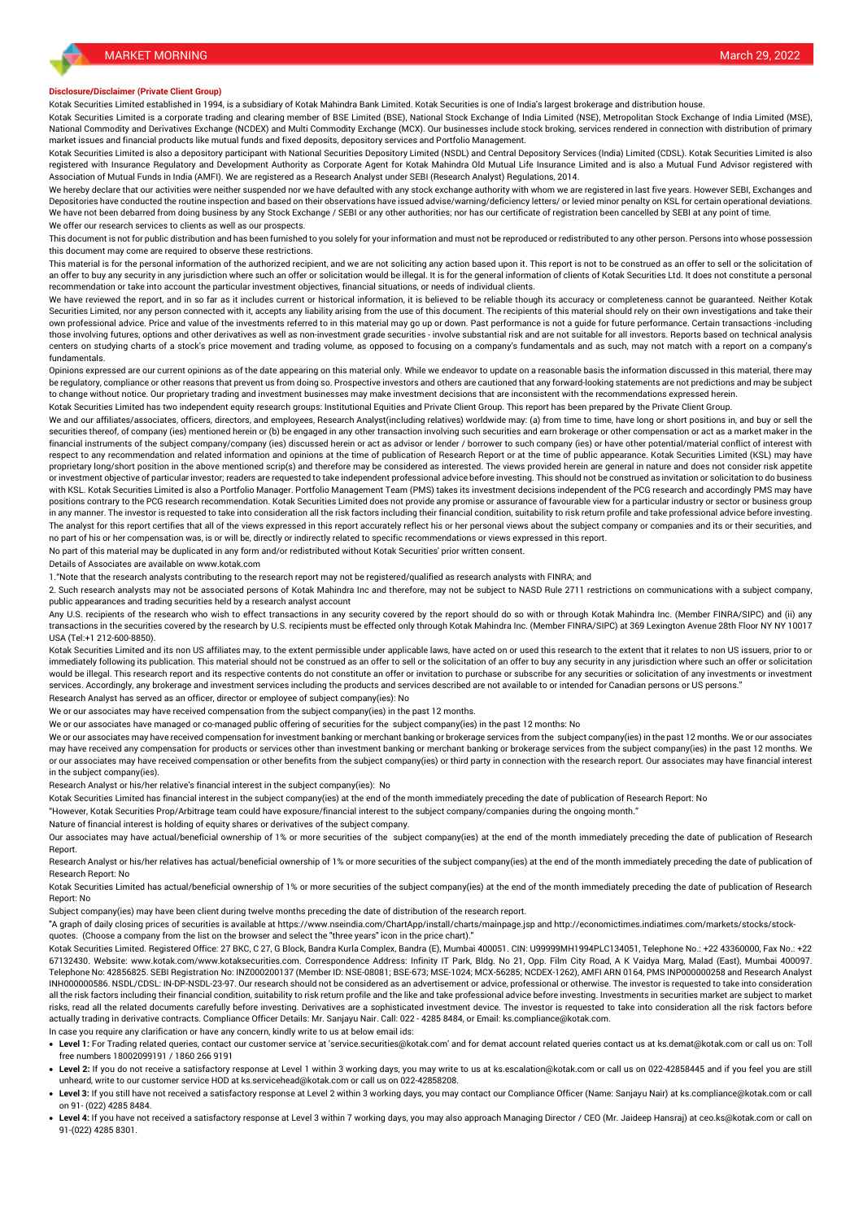**Disclosure/Disclaimer (Private Client Group)**

Kotak Securities Limited established in 1994, is a subsidiary of Kotak Mahindra Bank Limited. Kotak Securities is one of India's largest brokerage and distribution house.

Kotak Securities Limited is a corporate trading and clearing member of BSE Limited (BSE), National Stock Exchange of India Limited (NSE), Metropolitan Stock Exchange of India Limited (MSE), National Commodity and Derivatives Exchange (NCDEX) and Multi Commodity Exchange (MCX). Our businesses include stock broking, services rendered in connection with distribution of primary market issues and financial products like mutual funds and fixed deposits, depository services and Portfolio Management.

Kotak Securities Limited is also a depository participant with National Securities Depository Limited (NSDL) and Central Depository Services (India) Limited (CDSL). Kotak Securities Limited is also registered with Insurance Regulatory and Development Authority as Corporate Agent for Kotak Mahindra Old Mutual Life Insurance Limited and is also a Mutual Fund Advisor registered with Association of Mutual Funds in India (AMFI). We are registered as a Research Analyst under SEBI (Research Analyst) Regulations, 2014.

We hereby declare that our activities were neither suspended nor we have defaulted with any stock exchange authority with whom we are registered in last five years. However SEBI, Exchanges and Depositories have conducted the routine inspection and based on their observations have issued advise/warning/deficiency letters/ or levied minor penalty on KSL for certain operational deviations. We have not been debarred from doing business by any Stock Exchange / SEBI or any other authorities; nor has our certificate of registration been cancelled by SEBI at any point of time.

We offer our research services to clients as well as our prospects.

This document is not for public distribution and has been furnished to you solely for your information and must not be reproduced or redistributed to any other person. Persons into whose possession this document may come are required to observe these restrictions.

This material is for the personal information of the authorized recipient, and we are not soliciting any action based upon it. This report is not to be construed as an offer to sell or the solicitation of an offer to buy any security in any jurisdiction where such an offer or solicitation would be illegal. It is for the general information of clients of Kotak Securities Ltd. It does not constitute a personal recommendation or take into account the particular investment objectives, financial situations, or needs of individual clients.

We have reviewed the report, and in so far as it includes current or historical information, it is believed to be reliable though its accuracy or completeness cannot be guaranteed. Neither Kotak Securities Limited, nor any person connected with it, accepts any liability arising from the use of this document. The recipients of this material should rely on their own investigations and take their own professional advice. Price and value of the investments referred to in this material may go up or down. Past performance is not a guide for future performance. Certain transactions -including those involving futures, options and other derivatives as well as non-investment grade securities - involve substantial risk and are not suitable for all investors. Reports based on technical analysis centers on studying charts of a stock's price movement and trading volume, as opposed to focusing on a company's fundamentals and as such, may not match with a report on a company's fundamentals.

Opinions expressed are our current opinions as of the date appearing on this material only. While we endeavor to update on a reasonable basis the information discussed in this material, there may be regulatory, compliance or other reasons that prevent us from doing so. Prospective investors and others are cautioned that any forward-looking statements are not predictions and may be subject to change without notice. Our proprietary trading and investment businesses may make investment decisions that are inconsistent with the recommendations expressed herein.

Kotak Securities Limited has two independent equity research groups: Institutional Equities and Private Client Group. This report has been prepared by the Private Client Group.

We and our affiliates/associates, officers, directors, and employees, Research Analyst(including relatives) worldwide may: (a) from time to time, have long or short positions in, and buy or sell the securities thereof, of company (ies) mentioned herein or (b) be engaged in any other transaction involving such securities and earn brokerage or other compensation or act as a market maker in the financial instruments of the subject company/company (ies) discussed herein or act as advisor or lender / borrower to such company (ies) or have other potential/material conflict of interest with respect to any recommendation and related information and opinions at the time of publication of Research Report or at the time of public appearance. Kotak Securities Limited (KSL) may have proprietary long/short position in the above mentioned scrip(s) and therefore may be considered as interested. The views provided herein are general in nature and does not consider risk appetite or investment objective of particular investor; readers are requested to take independent professional advice before investing. This should not be construed as invitation or solicitation to do business with KSL. Kotak Securities Limited is also a Portfolio Manager. Portfolio Management Team (PMS) takes its investment decisions independent of the PCG research and accordingly PMS may have positions contrary to the PCG research recommendation. Kotak Securities Limited does not provide any promise or assurance of favourable view for a particular industry or sector or business group in any manner. The investor is requested to take into consideration all the risk factors including their financial condition, suitability to risk return profile and take professional advice before investing.

The analyst for this report certifies that all of the views expressed in this report accurately reflect his or her personal views about the subject company or companies and its or their securities, and no part of his or her compensation was, is or will be, directly or indirectly related to specific recommendations or views expressed in this report.

No part of this material may be duplicated in any form and/or redistributed without Kotak Securities' prior written consent.

Details of Associates are available on www.kotak.com

1."Note that the research analysts contributing to the research report may not be registered/qualified as research analysts with FINRA; and

2. Such research analysts may not be associated persons of Kotak Mahindra Inc and therefore, may not be subject to NASD Rule 2711 restrictions on communications with a subject company, public appearances and trading securities held by a research analyst account

Any U.S. recipients of the research who wish to effect transactions in any security covered by the report should do so with or through Kotak Mahindra Inc. (Member FINRA/SIPC) and (ii) any transactions in the securities covered by the research by U.S. recipients must be effected only through Kotak Mahindra Inc. (Member FINRA/SIPC) at 369 Lexington Avenue 28th Floor NY NY 10017 USA (Tel:+1 212-600-8850).

Kotak Securities Limited and its non US affiliates may, to the extent permissible under applicable laws, have acted on or used this research to the extent that it relates to non US issuers, prior to or immediately following its publication. This material should not be construed as an offer to sell or the solicitation of an offer to buy any security in any jurisdiction where such an offer or solicitation would be illegal. This research report and its respective contents do not constitute an offer or invitation to purchase or subscribe for any securities or solicitation of any investments or investment services. Accordingly, any brokerage and investment services including the products and services described are not available to or intended for Canadian persons or US persons."

Research Analyst has served as an officer, director or employee of subject company(ies): No

We or our associates may have received compensation from the subject company(ies) in the past 12 months.

We or our associates have managed or co-managed public offering of securities for the subject company(ies) in the past 12 months: No

We or our associates may have received compensation for investment banking or merchant banking or brokerage services from the subject company(ies) in the past 12 months. We or our associates may have received any compensation for products or services other than investment banking or merchant banking or brokerage services from the subject company(ies) in the past 12 months. We or our associates may have received compensation or other benefits from the subject company(ies) or third party in connection with the research report. Our associates may have financial interest in the subject company(ies).

Research Analyst or his/her relative's financial interest in the subject company(ies): No

Kotak Securities Limited has financial interest in the subject company(ies) at the end of the month immediately preceding the date of publication of Research Report: No

"However, Kotak Securities Prop/Arbitrage team could have exposure/financial interest to the subject company/companies during the ongoing month."

Nature of financial interest is holding of equity shares or derivatives of the subject company.

Our associates may have actual/beneficial ownership of 1% or more securities of the subject company(ies) at the end of the month immediately preceding the date of publication of Research Report.

Research Analyst or his/her relatives has actual/beneficial ownership of 1% or more securities of the subject company(ies) at the end of the month immediately preceding the date of publication of Research Report: No

Kotak Securities Limited has actual/beneficial ownership of 1% or more securities of the subject company(ies) at the end of the month immediately preceding the date of publication of Research Report: No

Subject company(ies) may have been client during twelve months preceding the date of distribution of the research report.

"A graph of daily closing prices of securities is available at https://www.nseindia.com/ChartApp/install/charts/mainpage.jsp and http://economictimes.indiatimes.com/markets/stocks/stock-quotes. (Choose a company from the list on the browser and select the "three years" icon in the price chart)."

Kotak Securities Limited. Registered Office: 27 BKC, C 27, G Block, Bandra Kurla Complex, Bandra (E), Mumbai 400051. CIN: U99999MH1994PLC134051, Telephone No.: +22 43360000, Fax No.: +22 67132430. Website: www.kotak.com/www.kotaksecurities.com. Correspondence Address: Infinity IT Park, Bldg. No 21, Opp. Film City Road, A K Vaidya Marg, Malad (East), Mumbai 400097. Telephone No: 42856825. SEBI Registration No: INZ000200137 (Member ID: NSE-08081; BSE-673; MSE-1024; MCX-56285; NCDEX-1262), AMFI ARN 0164, PMS INP000000258 and Research Analyst INH000000586. NSDL/CDSL: IN-DP-NSDL-23-97. Our research should not be considered as an advertisement or advice, professional or otherwise. The investor is requested to take into consideration all the risk factors including their financial condition, suitability to risk return profile and the like and take professional advice before investing. Investments in securities market are subject to market risks, read all the related documents carefully before investing. Derivatives are a sophisticated investment device. The investor is requested to take into consideration all the risk factors before actually trading in derivative contracts. Compliance Officer Details: Mr. Sanjayu Nair. Call: 022 - 4285 8484, or Email: ks.compliance@kotak.com.

In case you require any clarification or have any concern, kindly write to us at below email ids:

- **Level 1:** For Trading related queries, contact our customer service at 'service.securities@kotak.com' and for demat account related queries contact us at ks.demat@kotak.com or call us on: Toll free numbers 18002099191 / 1860 266 9191
- **Level 2:** If you do not receive a satisfactory response at Level 1 within 3 working days, you may write to us at ks.escalation@kotak.com or call us on 022-42858445 and if you feel you are still unheard, write to our customer service HOD at ks.servicehead@kotak.com or call us on 022-42858208.
- **Level 3:** If you still have not received a satisfactory response at Level 2 within 3 working days, you may contact our Compliance Officer (Name: Sanjayu Nair) at ks.compliance@kotak.com or call on 91- (022) 4285 8484.
- **Level 4:** If you have not received a satisfactory response at Level 3 within 7 working days, you may also approach Managing Director / CEO (Mr. Jaideep Hansraj) at ceo.ks@kotak.com or call on 91-(022) 4285 8301.